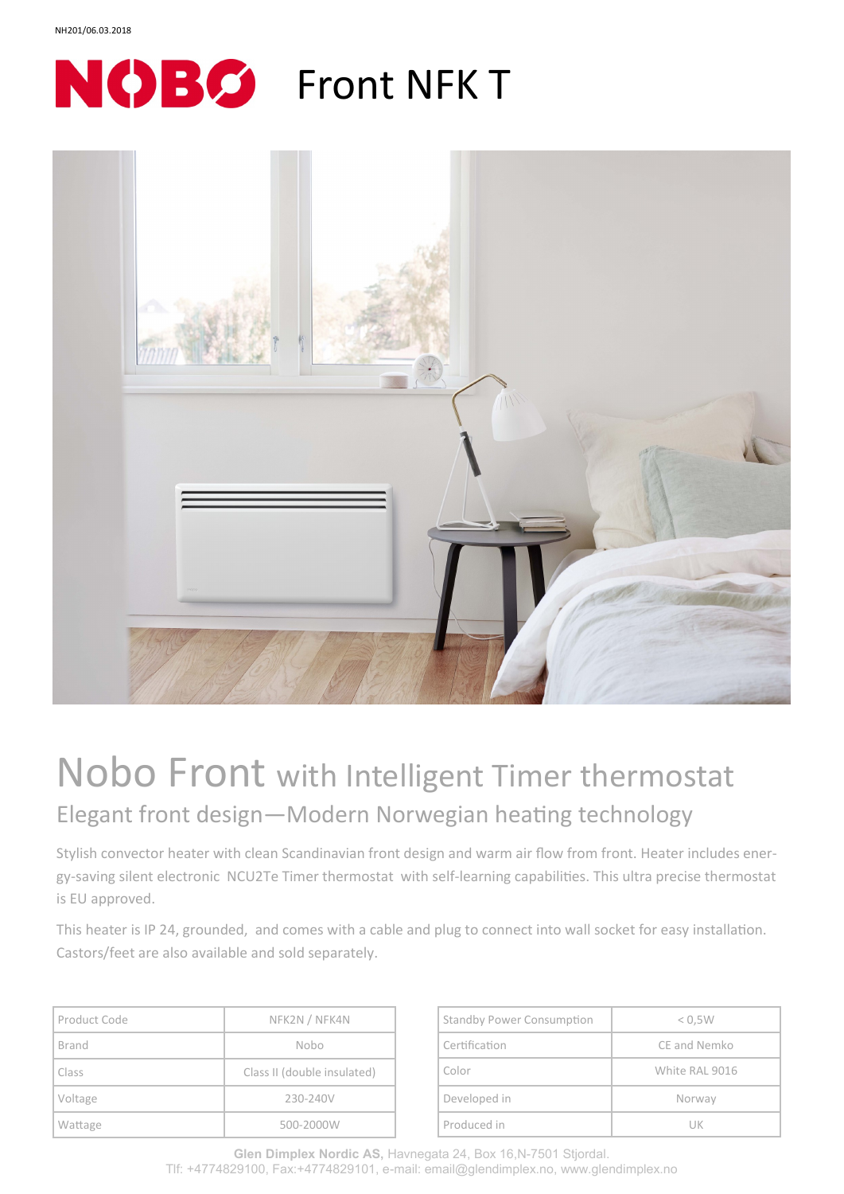NH201/06.03.2018

# NOBØ Front NFK T

## Nobo Front with Intelligent Timer thermostat

### Elegant front design—Modern Norwegian heating technology

Stylish convector heater with clean Scandinavian front design and warm air flow from front. Heater includes energy-saving silent electronic NCU2Te Timer thermostat with self-learning capabilities. This ultra precise thermostat is EU approved.

This heater is IP 24, grounded, and comes with a cable and plug to connect into wall socket for easy installation. Castors/feet are also available and sold separately.

| Product Code | NFK2N / NFK4N |
|---|---|
| Brand | Nobo |
| Class | Class II (double insulated) |
| Voltage | 230-240V |
| Wattage | 500-2000W |

| Standby Power Consumption | < 0,5W |
|---|---|
| Certification | CE and Nemko |
| Color | White RAL 9016 |
| Developed in | Norway |
| Produced in | UK |

**Glen Dimplex Nordic AS,** Havnegata 24, Box 16,N-7501 Stjordal.
Tlf: +4774829100, Fax:+4774829101, e-mail: email@glendimplex.no, www.glendimplex.no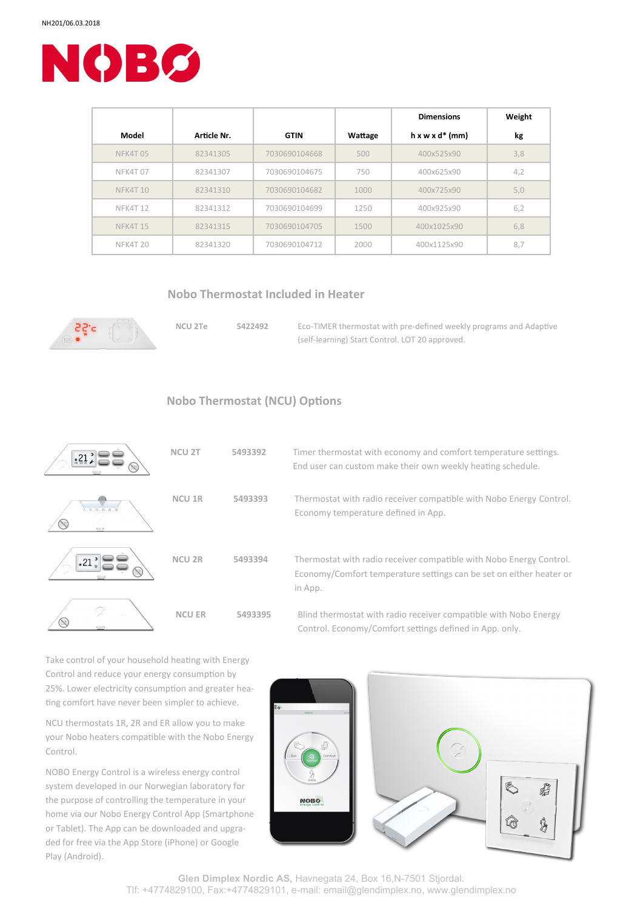NH201/06.03.2018

# NOBØ

| Model | Article Nr. | GTIN | Wattage | Dimensions h x w x d* (mm) | Weight kg |
|---|---|---|---|---|---|
| NFK4T 05 | 82341305 | 7030690104668 | 500 | 400x525x90 | 3,8 |
| NFK4T 07 | 82341307 | 7030690104675 | 750 | 400x625x90 | 4,2 |
| NFK4T 10 | 82341310 | 7030690104682 | 1000 | 400x725x90 | 5,0 |
| NFK4T 12 | 82341312 | 7030690104699 | 1250 | 400x925x90 | 6,2 |
| NFK4T 15 | 82341315 | 7030690104705 | 1500 | 400x1025x90 | 6,8 |
| NFK4T 20 | 82341320 | 7030690104712 | 2000 | 400x1125x90 | 8,7 |

## Nobo Thermostat Included in Heater

| | | |
|---|---|---|
| **NCU 2Te** | **5422492** | Eco-TIMER thermostat with pre-defined weekly programs and Adaptive (self-learning) Start Control. LOT 20 approved. |

## Nobo Thermostat (NCU) Options

| | | |
|---|---|---|
| **NCU 2T** | **5493392** | Timer thermostat with economy and comfort temperature settings. End user can custom make their own weekly heating schedule. |
| **NCU 1R** | **5493393** | Thermostat with radio receiver compatible with Nobo Energy Control. Economy temperature defined in App. |
| **NCU 2R** | **5493394** | Thermostat with radio receiver compatible with Nobo Energy Control. Economy/Comfort temperature settings can be set on either heater or in App. |
| **NCU ER** | **5493395** | Blind thermostat with radio receiver compatible with Nobo Energy Control. Economy/Comfort settings defined in App. only. |

Take control of your household heating with Energy Control and reduce your energy consumption by 25%. Lower electricity consumption and greater heating comfort have never been simpler to achieve.

NCU thermostats 1R, 2R and ER allow you to make your Nobo heaters compatible with the Nobo Energy Control.

NOBO Energy Control is a wireless energy control system developed in our Norwegian laboratory for the purpose of controlling the temperature in your home via our Nobo Energy Control App (Smartphone or Tablet). The App can be downloaded and upgraded for free via the App Store (iPhone) or Google Play (Android).

**Glen Dimplex Nordic AS,** Havnegata 24, Box 16,N-7501 Stjordal.
Tlf: +4774829100, Fax:+4774829101, e-mail: email@glendimplex.no, www.glendimplex.no